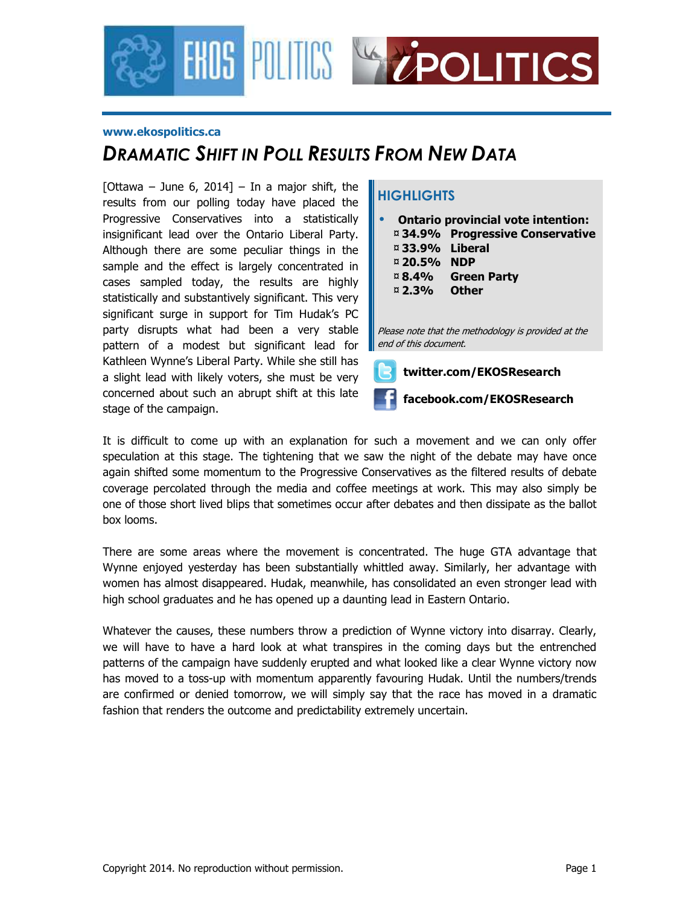www.ekospolitics.ca

# DRAMATIC SHIFT IN POLL RESULTS FROM NEW DATA

[Ottawa – June 6, 2014] – In a major shift, the results from our polling today have placed the Progressive Conservatives into a statistically insignificant lead over the Ontario Liberal Party. Although there are some peculiar things in the sample and the effect is largely concentrated in cases sampled today, the results are highly statistically and substantively significant. This very significant surge in support for Tim Hudak's PC party disrupts what had been a very stable pattern of a modest but significant lead for Kathleen Wynne's Liberal Party. While she still has a slight lead with likely voters, she must be very concerned about such an abrupt shift at this late stage of the campaign.

## HIGHLIGHTS

- **Ontario provincial vote intention:**
  - **34.9% Progressive Conservative**
  - **33.9% Liberal**
  - **20.5% NDP**
  - **8.4% Green Party**
  - **2.3% Other**

*Please note that the methodology is provided at the end of this document.*

**twitter.com/EKOSResearch**

**facebook.com/EKOSResearch**

It is difficult to come up with an explanation for such a movement and we can only offer speculation at this stage. The tightening that we saw the night of the debate may have once again shifted some momentum to the Progressive Conservatives as the filtered results of debate coverage percolated through the media and coffee meetings at work. This may also simply be one of those short lived blips that sometimes occur after debates and then dissipate as the ballot box looms.

There are some areas where the movement is concentrated. The huge GTA advantage that Wynne enjoyed yesterday has been substantially whittled away. Similarly, her advantage with women has almost disappeared. Hudak, meanwhile, has consolidated an even stronger lead with high school graduates and he has opened up a daunting lead in Eastern Ontario.

Whatever the causes, these numbers throw a prediction of Wynne victory into disarray. Clearly, we will have to have a hard look at what transpires in the coming days but the entrenched patterns of the campaign have suddenly erupted and what looked like a clear Wynne victory now has moved to a toss-up with momentum apparently favouring Hudak. Until the numbers/trends are confirmed or denied tomorrow, we will simply say that the race has moved in a dramatic fashion that renders the outcome and predictability extremely uncertain.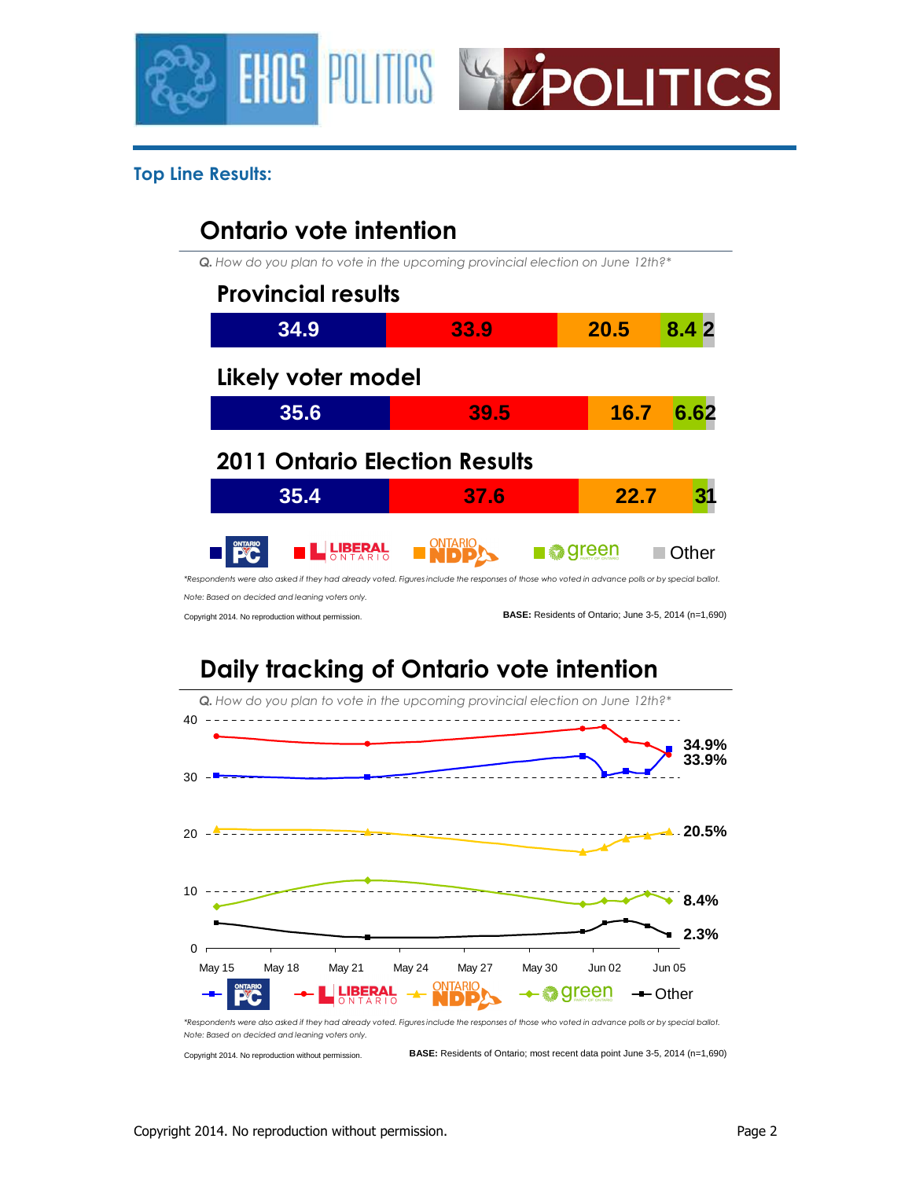## Top Line Results:

### Ontario vote intention

*Q. How do you plan to vote in the upcoming provincial election on June 12th?**

**Provincial results**

| PC | Liberal | NDP | Green | Other |
|---|---|---|---|---|
| 34.9 | 33.9 | 20.5 | 8.4 | 2 |

**Likely voter model**

| PC | Liberal | NDP | Green | Other |
|---|---|---|---|---|
| 35.6 | 39.5 | 16.7 | 6.6 | 2 |

**2011 Ontario Election Results**

| PC | Liberal | NDP | Green | Other |
|---|---|---|---|---|
| 35.4 | 37.6 | 22.7 | 3 | 1 |

*\*Respondents were also asked if they had already voted. Figures include the responses of those who voted in advance polls or by special ballot.*

*Note: Based on decided and leaning voters only.*

Copyright 2014. No reproduction without permission.

**BASE:** Residents of Ontario; June 3-5, 2014 (n=1,690)

### Daily tracking of Ontario vote intention

*Q. How do you plan to vote in the upcoming provincial election on June 12th?**

Latest values (Jun 05): PC 34.9%, Liberal 33.9%, NDP 20.5%, Green 8.4%, Other 2.3%

*\*Respondents were also asked if they had already voted. Figures include the responses of those who voted in advance polls or by special ballot.*

*Note: Based on decided and leaning voters only.*

Copyright 2014. No reproduction without permission.

**BASE:** Residents of Ontario; most recent data point June 3-5, 2014 (n=1,690)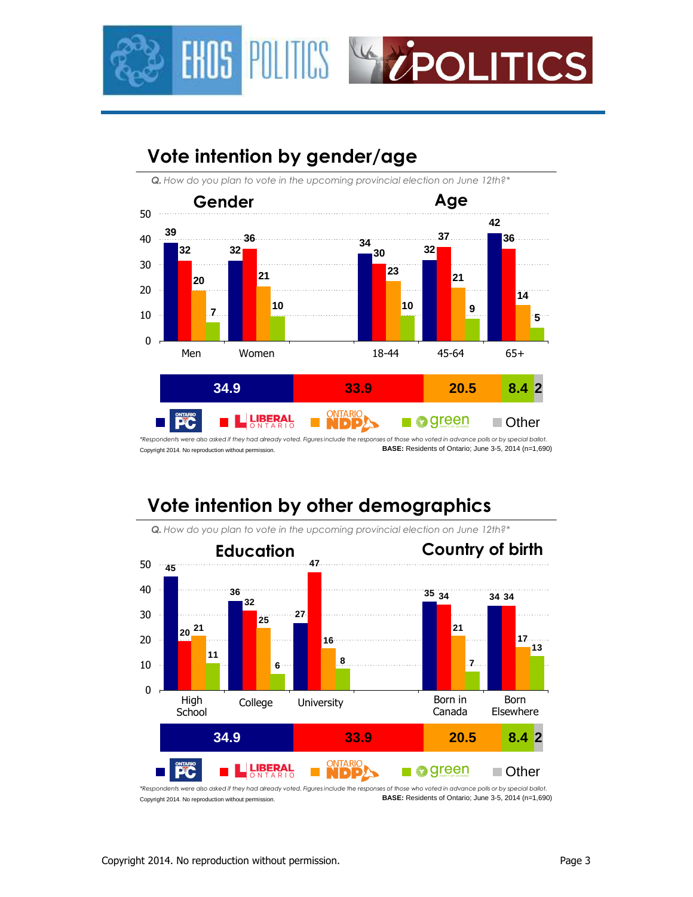## Vote intention by gender/age

*Q. How do you plan to vote in the upcoming provincial election on June 12th?**

| | PC | Liberal | NDP | Green |
|---|---|---|---|---|
| **Gender** | | | | |
| Men | 39 | 32 | 20 | 7 |
| Women | 32 | 36 | 21 | 10 |
| **Age** | | | | |
| 18-44 | 34 | 30 | 23 | 10 |
| 45-64 | 32 | 37 | 21 | 9 |
| 65+ | 42 | 36 | 14 | 5 |

Overall: PC 34.9 | Liberal 33.9 | NDP 20.5 | Green 8.4 | Other 2

*\*Respondents were also asked if they had already voted. Figures include the responses of those who voted in advance polls or by special ballot.*

Copyright 2014. No reproduction without permission.

**BASE:** Residents of Ontario; June 3-5, 2014 (n=1,690)

## Vote intention by other demographics

*Q. How do you plan to vote in the upcoming provincial election on June 12th?**

| | PC | Liberal | NDP | Green |
|---|---|---|---|---|
| **Education** | | | | |
| High School | 45 | 20 | 21 | 11 |
| College | 36 | 32 | 25 | 6 |
| University | 27 | 47 | 16 | 8 |
| **Country of birth** | | | | |
| Born in Canada | 35 | 34 | 21 | 7 |
| Born Elsewhere | 34 | 34 | 17 | 13 |

Overall: PC 34.9 | Liberal 33.9 | NDP 20.5 | Green 8.4 | Other 2

*\*Respondents were also asked if they had already voted. Figures include the responses of those who voted in advance polls or by special ballot.*

Copyright 2014. No reproduction without permission.

**BASE:** Residents of Ontario; June 3-5, 2014 (n=1,690)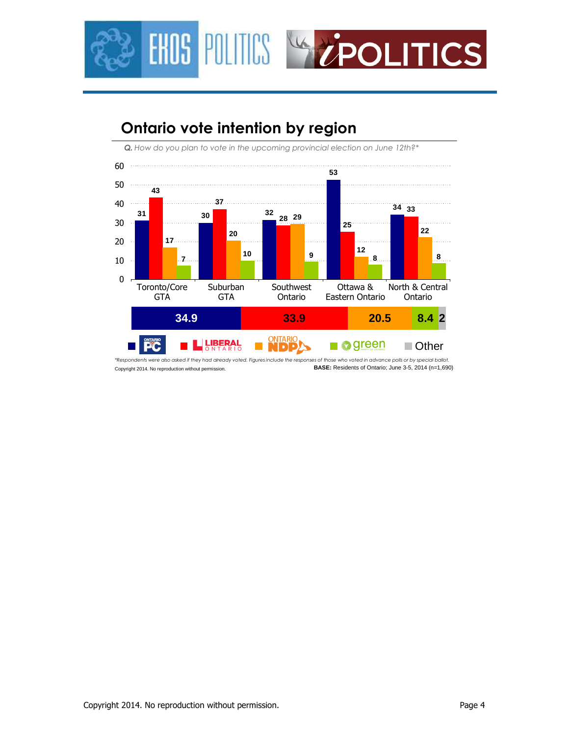## Ontario vote intention by region

*Q. How do you plan to vote in the upcoming provincial election on June 12th?\**

| Region | PC | Liberal | NDP | Green |
|---|---|---|---|---|
| Toronto/Core GTA | 31 | 43 | 17 | 7 |
| Suburban GTA | 30 | 37 | 20 | 10 |
| Southwest Ontario | 32 | 28 | 29 | 9 |
| Ottawa & Eastern Ontario | 53 | 25 | 12 | 8 |
| North & Central Ontario | 34 | 33 | 22 | 8 |

| Ontario PC | Liberal Ontario | Ontario NDP | Green | Other |
|---|---|---|---|---|
| 34.9 | 33.9 | 20.5 | 8.4 | 2 |

*\*Respondents were also asked if they had already voted. Figures include the responses of those who voted in advance polls or by special ballot.*

Copyright 2014. No reproduction without permission.

**BASE:** Residents of Ontario; June 3-5, 2014 (n=1,690)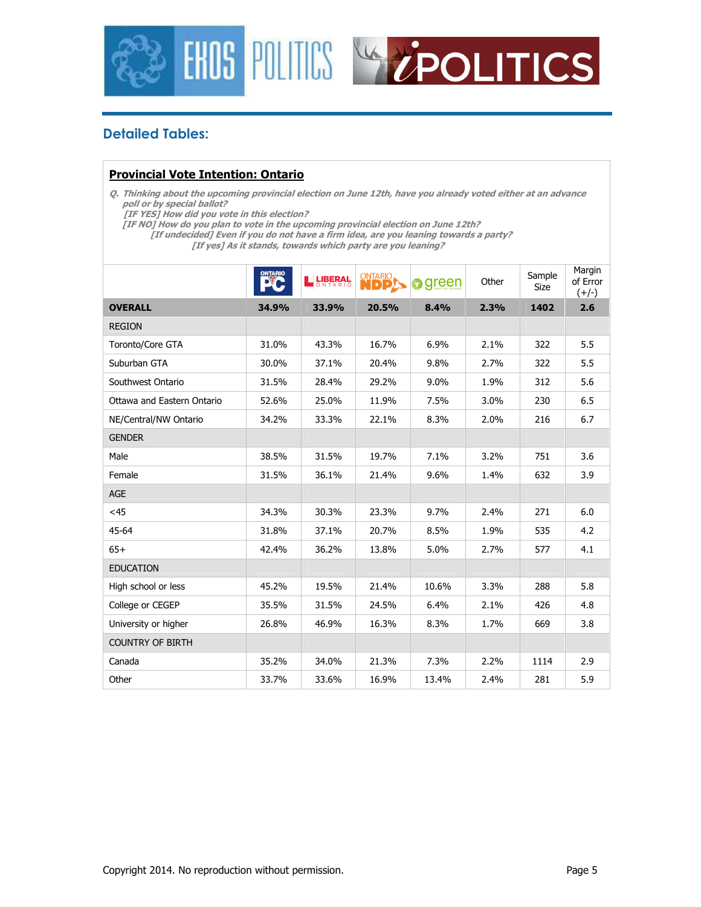## Detailed Tables:

### Provincial Vote Intention: Ontario

*Q. Thinking about the upcoming provincial election on June 12th, have you already voted either at an advance poll or by special ballot?*
*[IF YES] How did you vote in this election?*
*[IF NO] How do you plan to vote in the upcoming provincial election on June 12th?*
*[If undecided] Even if you do not have a firm idea, are you leaning towards a party?*
*[If yes] As it stands, towards which party are you leaning?*

| | Ontario PC | Liberal Ontario | Ontario NDP | Green | Other | Sample Size | Margin of Error (+/-) |
|---|---|---|---|---|---|---|---|
| **OVERALL** | **34.9%** | **33.9%** | **20.5%** | **8.4%** | **2.3%** | **1402** | **2.6** |
| REGION | | | | | | | |
| Toronto/Core GTA | 31.0% | 43.3% | 16.7% | 6.9% | 2.1% | 322 | 5.5 |
| Suburban GTA | 30.0% | 37.1% | 20.4% | 9.8% | 2.7% | 322 | 5.5 |
| Southwest Ontario | 31.5% | 28.4% | 29.2% | 9.0% | 1.9% | 312 | 5.6 |
| Ottawa and Eastern Ontario | 52.6% | 25.0% | 11.9% | 7.5% | 3.0% | 230 | 6.5 |
| NE/Central/NW Ontario | 34.2% | 33.3% | 22.1% | 8.3% | 2.0% | 216 | 6.7 |
| GENDER | | | | | | | |
| Male | 38.5% | 31.5% | 19.7% | 7.1% | 3.2% | 751 | 3.6 |
| Female | 31.5% | 36.1% | 21.4% | 9.6% | 1.4% | 632 | 3.9 |
| AGE | | | | | | | |
| <45 | 34.3% | 30.3% | 23.3% | 9.7% | 2.4% | 271 | 6.0 |
| 45-64 | 31.8% | 37.1% | 20.7% | 8.5% | 1.9% | 535 | 4.2 |
| 65+ | 42.4% | 36.2% | 13.8% | 5.0% | 2.7% | 577 | 4.1 |
| EDUCATION | | | | | | | |
| High school or less | 45.2% | 19.5% | 21.4% | 10.6% | 3.3% | 288 | 5.8 |
| College or CEGEP | 35.5% | 31.5% | 24.5% | 6.4% | 2.1% | 426 | 4.8 |
| University or higher | 26.8% | 46.9% | 16.3% | 8.3% | 1.7% | 669 | 3.8 |
| COUNTRY OF BIRTH | | | | | | | |
| Canada | 35.2% | 34.0% | 21.3% | 7.3% | 2.2% | 1114 | 2.9 |
| Other | 33.7% | 33.6% | 16.9% | 13.4% | 2.4% | 281 | 5.9 |

Copyright 2014. No reproduction without permission.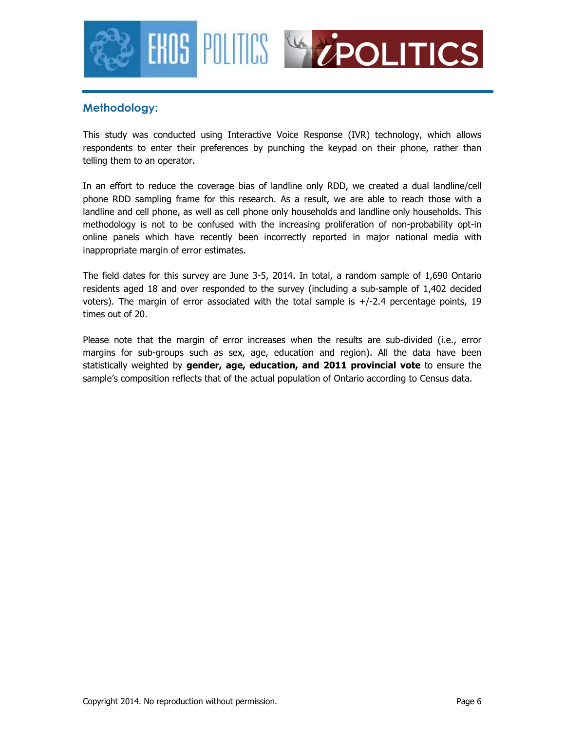## Methodology:

This study was conducted using Interactive Voice Response (IVR) technology, which allows respondents to enter their preferences by punching the keypad on their phone, rather than telling them to an operator.

In an effort to reduce the coverage bias of landline only RDD, we created a dual landline/cell phone RDD sampling frame for this research. As a result, we are able to reach those with a landline and cell phone, as well as cell phone only households and landline only households. This methodology is not to be confused with the increasing proliferation of non-probability opt-in online panels which have recently been incorrectly reported in major national media with inappropriate margin of error estimates.

The field dates for this survey are June 3-5, 2014. In total, a random sample of 1,690 Ontario residents aged 18 and over responded to the survey (including a sub-sample of 1,402 decided voters). The margin of error associated with the total sample is +/-2.4 percentage points, 19 times out of 20.

Please note that the margin of error increases when the results are sub-divided (i.e., error margins for sub-groups such as sex, age, education and region). All the data have been statistically weighted by **gender, age, education, and 2011 provincial vote** to ensure the sample's composition reflects that of the actual population of Ontario according to Census data.